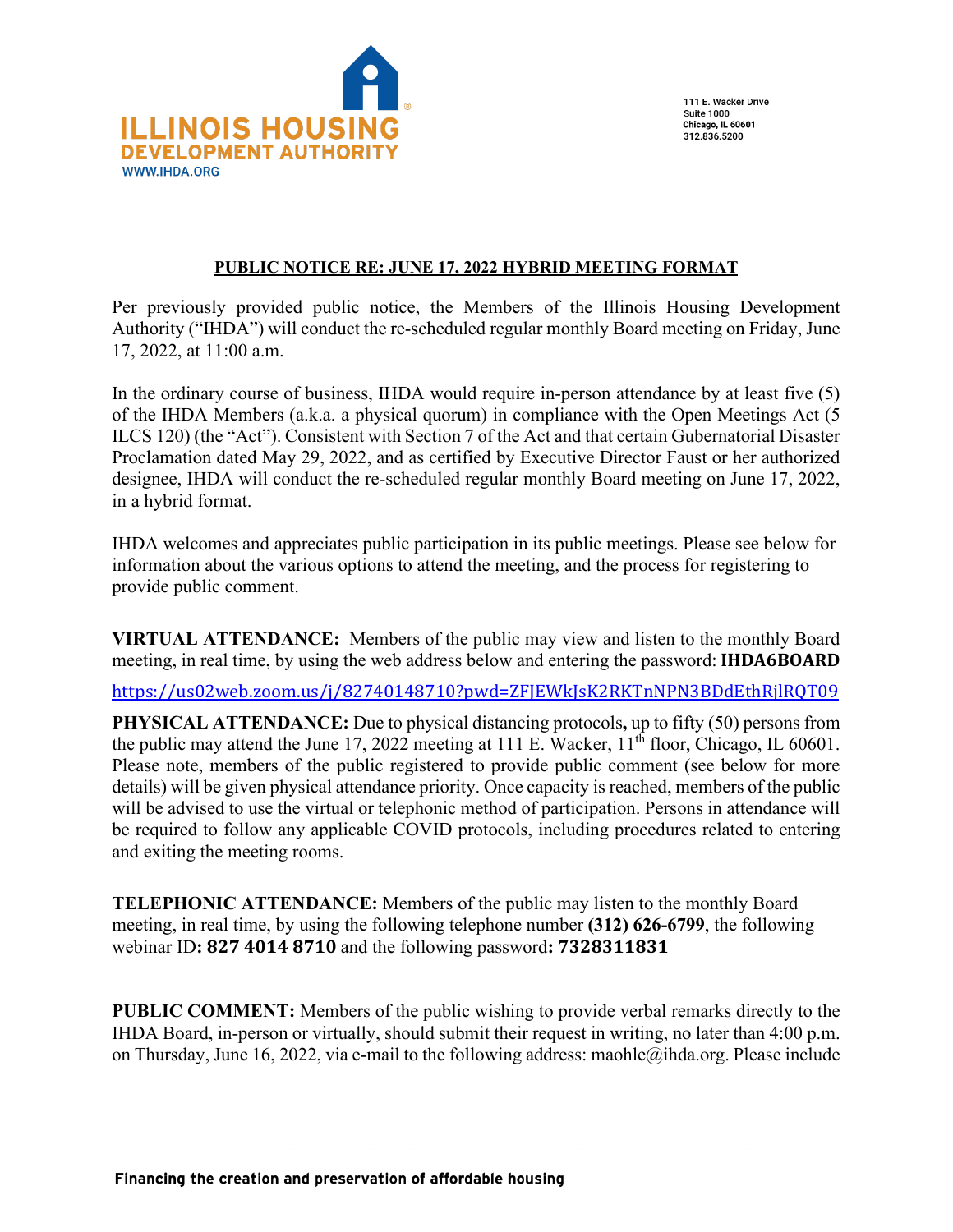ILLINOIS HOUSING DEVELOPMENT AUTHORITY
WWW.IHDA.ORG

111 E. Wacker Drive
Suite 1000
Chicago, IL 60601
312.836.5200

## PUBLIC NOTICE RE: JUNE 17, 2022 HYBRID MEETING FORMAT

Per previously provided public notice, the Members of the Illinois Housing Development Authority ("IHDA") will conduct the re-scheduled regular monthly Board meeting on Friday, June 17, 2022, at 11:00 a.m.

In the ordinary course of business, IHDA would require in-person attendance by at least five (5) of the IHDA Members (a.k.a. a physical quorum) in compliance with the Open Meetings Act (5 ILCS 120) (the "Act"). Consistent with Section 7 of the Act and that certain Gubernatorial Disaster Proclamation dated May 29, 2022, and as certified by Executive Director Faust or her authorized designee, IHDA will conduct the re-scheduled regular monthly Board meeting on June 17, 2022, in a hybrid format.

IHDA welcomes and appreciates public participation in its public meetings. Please see below for information about the various options to attend the meeting, and the process for registering to provide public comment.

**VIRTUAL ATTENDANCE:** Members of the public may view and listen to the monthly Board meeting, in real time, by using the web address below and entering the password: **IHDA6BOARD**

https://us02web.zoom.us/j/82740148710?pwd=ZFJEWkJsK2RKTnNPN3BDdEthRjlRQT09

**PHYSICAL ATTENDANCE:** Due to physical distancing protocols**,** up to fifty (50) persons from the public may attend the June 17, 2022 meeting at 111 E. Wacker, 11th floor, Chicago, IL 60601. Please note, members of the public registered to provide public comment (see below for more details) will be given physical attendance priority. Once capacity is reached, members of the public will be advised to use the virtual or telephonic method of participation. Persons in attendance will be required to follow any applicable COVID protocols, including procedures related to entering and exiting the meeting rooms.

**TELEPHONIC ATTENDANCE:** Members of the public may listen to the monthly Board meeting, in real time, by using the following telephone number **(312) 626-6799**, the following webinar ID**: 827 4014 8710** and the following password**: 7328311831**

**PUBLIC COMMENT:** Members of the public wishing to provide verbal remarks directly to the IHDA Board, in-person or virtually, should submit their request in writing, no later than 4:00 p.m. on Thursday, June 16, 2022, via e-mail to the following address: maohle@ihda.org. Please include

**Financing the creation and preservation of affordable housing**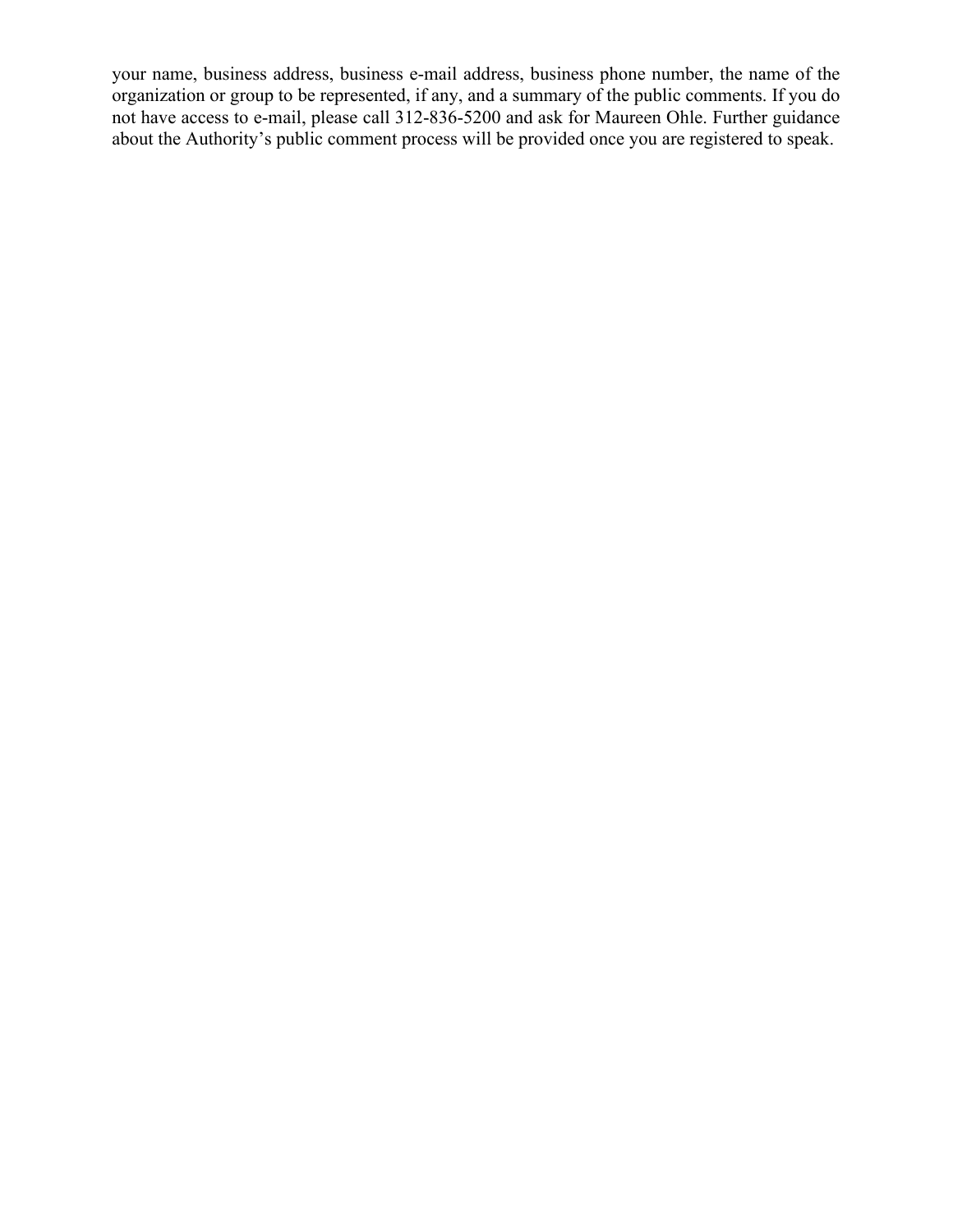your name, business address, business e-mail address, business phone number, the name of the organization or group to be represented, if any, and a summary of the public comments. If you do not have access to e-mail, please call 312-836-5200 and ask for Maureen Ohle. Further guidance about the Authority's public comment process will be provided once you are registered to speak.